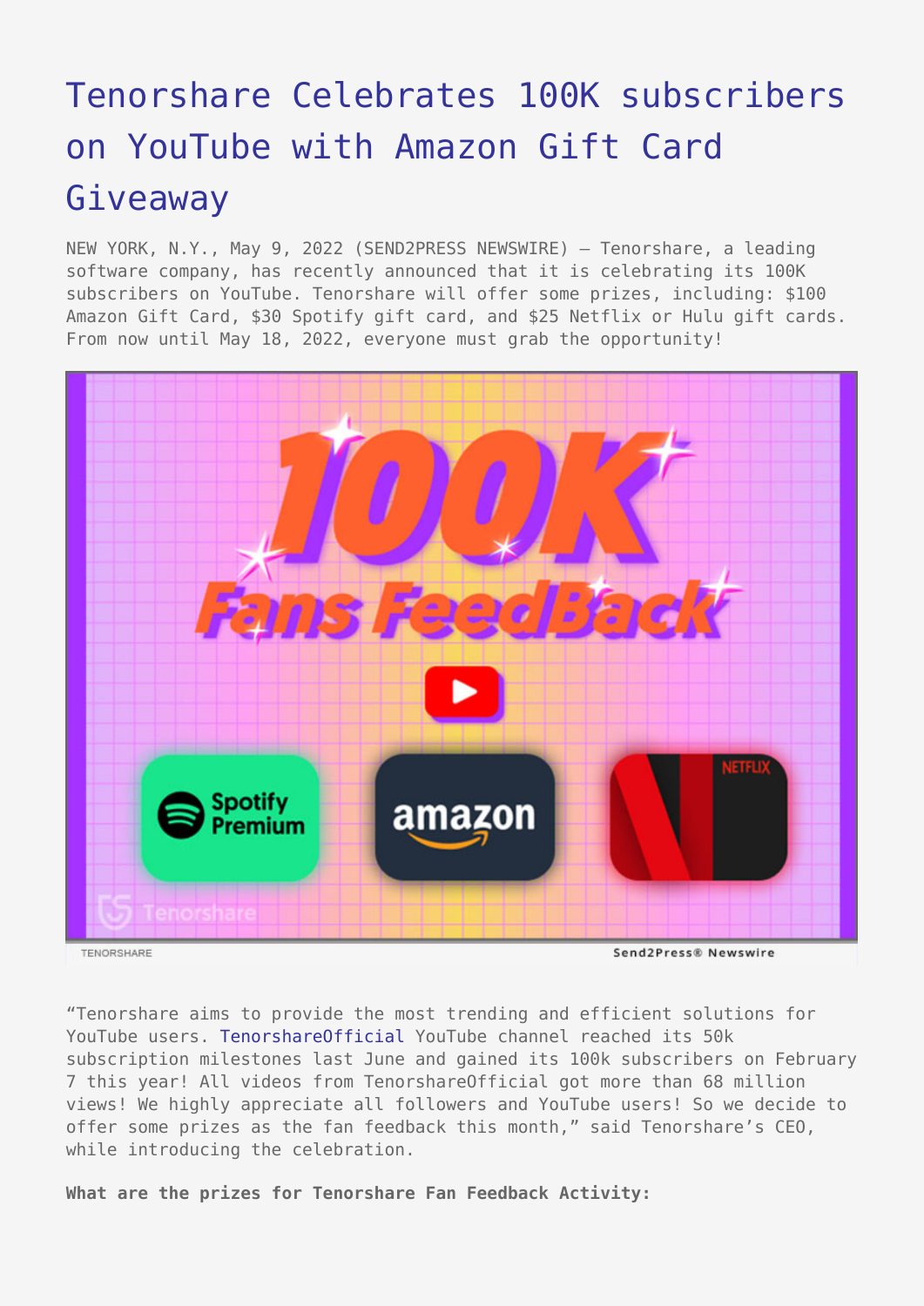# Tenorshare Celebrates 100K subscribers on YouTube with Amazon Gift Card Giveaway

NEW YORK, N.Y., May 9, 2022 (SEND2PRESS NEWSWIRE) — Tenorshare, a leading software company, has recently announced that it is celebrating its 100K subscribers on YouTube. Tenorshare will offer some prizes, including: $100 Amazon Gift Card, $30 Spotify gift card, and $25 Netflix or Hulu gift cards. From now until May 18, 2022, everyone must grab the opportunity!

TENORSHARE

"Tenorshare aims to provide the most trending and efficient solutions for YouTube users. TenorshareOfficial YouTube channel reached its 50k subscription milestones last June and gained its 100k subscribers on February 7 this year! All videos from TenorshareOfficial got more than 68 million views! We highly appreciate all followers and YouTube users! So we decide to offer some prizes as the fan feedback this month," said Tenorshare's CEO, while introducing the celebration.

**What are the prizes for Tenorshare Fan Feedback Activity:**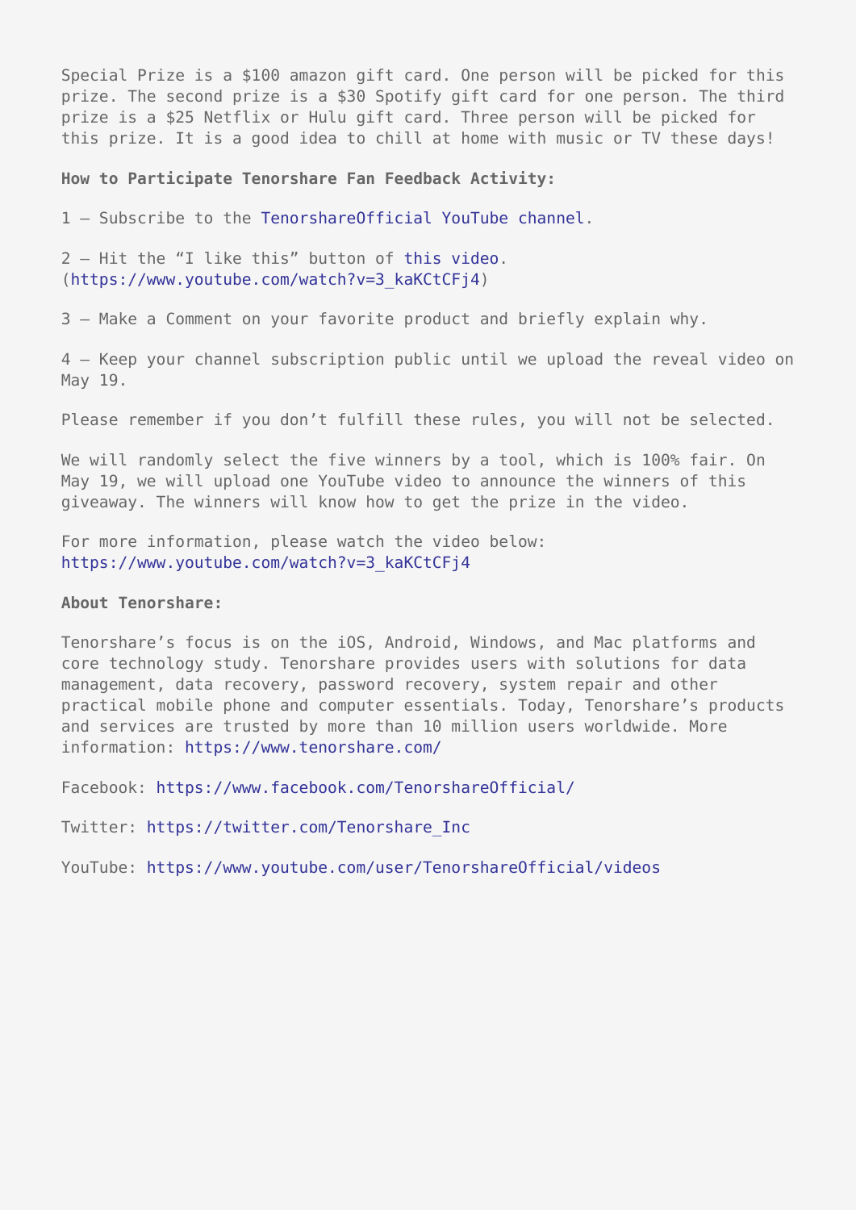Special Prize is a $100 amazon gift card. One person will be picked for this prize. The second prize is a $30 Spotify gift card for one person. The third prize is a $25 Netflix or Hulu gift card. Three person will be picked for this prize. It is a good idea to chill at home with music or TV these days!

**How to Participate Tenorshare Fan Feedback Activity:**

1 – Subscribe to the TenorshareOfficial YouTube channel.

2 – Hit the "I like this" button of this video. (https://www.youtube.com/watch?v=3_kaKCtCFj4)

3 – Make a Comment on your favorite product and briefly explain why.

4 – Keep your channel subscription public until we upload the reveal video on May 19.

Please remember if you don't fulfill these rules, you will not be selected.

We will randomly select the five winners by a tool, which is 100% fair. On May 19, we will upload one YouTube video to announce the winners of this giveaway. The winners will know how to get the prize in the video.

For more information, please watch the video below: https://www.youtube.com/watch?v=3_kaKCtCFj4

**About Tenorshare:**

Tenorshare's focus is on the iOS, Android, Windows, and Mac platforms and core technology study. Tenorshare provides users with solutions for data management, data recovery, password recovery, system repair and other practical mobile phone and computer essentials. Today, Tenorshare's products and services are trusted by more than 10 million users worldwide. More information: https://www.tenorshare.com/

Facebook: https://www.facebook.com/TenorshareOfficial/

Twitter: https://twitter.com/Tenorshare_Inc

YouTube: https://www.youtube.com/user/TenorshareOfficial/videos